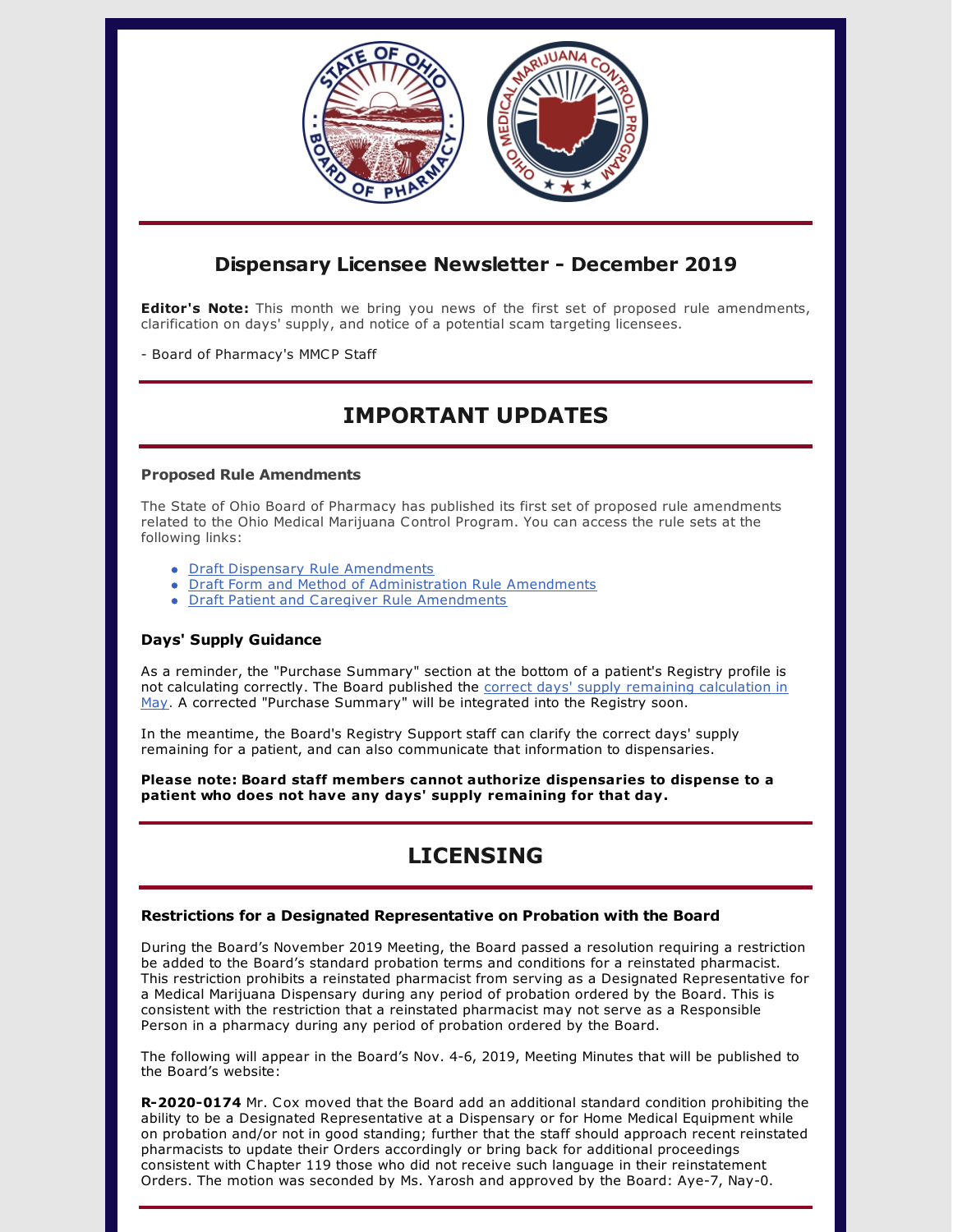## Dispensary Licensee Newsletter - December 2019

**Editor's Note:** This month we bring you news of the first set of proposed rule amendments, clarification on days' supply, and notice of a potential scam targeting licensees.

- Board of Pharmacy's MMCP Staff

# IMPORTANT UPDATES

### Proposed Rule Amendments

The State of Ohio Board of Pharmacy has published its first set of proposed rule amendments related to the Ohio Medical Marijuana Control Program. You can access the rule sets at the following links:

- Draft Dispensary Rule Amendments
- Draft Form and Method of Administration Rule Amendments
- Draft Patient and Caregiver Rule Amendments

### Days' Supply Guidance

As a reminder, the "Purchase Summary" section at the bottom of a patient's Registry profile is not calculating correctly. The Board published the correct days' supply remaining calculation in May. A corrected "Purchase Summary" will be integrated into the Registry soon.

In the meantime, the Board's Registry Support staff can clarify the correct days' supply remaining for a patient, and can also communicate that information to dispensaries.

**Please note: Board staff members cannot authorize dispensaries to dispense to a patient who does not have any days' supply remaining for that day.**

# LICENSING

### Restrictions for a Designated Representative on Probation with the Board

During the Board's November 2019 Meeting, the Board passed a resolution requiring a restriction be added to the Board's standard probation terms and conditions for a reinstated pharmacist. This restriction prohibits a reinstated pharmacist from serving as a Designated Representative for a Medical Marijuana Dispensary during any period of probation ordered by the Board. This is consistent with the restriction that a reinstated pharmacist may not serve as a Responsible Person in a pharmacy during any period of probation ordered by the Board.

The following will appear in the Board's Nov. 4-6, 2019, Meeting Minutes that will be published to the Board's website:

**R-2020-0174** Mr. Cox moved that the Board add an additional standard condition prohibiting the ability to be a Designated Representative at a Dispensary or for Home Medical Equipment while on probation and/or not in good standing; further that the staff should approach recent reinstated pharmacists to update their Orders accordingly or bring back for additional proceedings consistent with Chapter 119 those who did not receive such language in their reinstatement Orders. The motion was seconded by Ms. Yarosh and approved by the Board: Aye-7, Nay-0.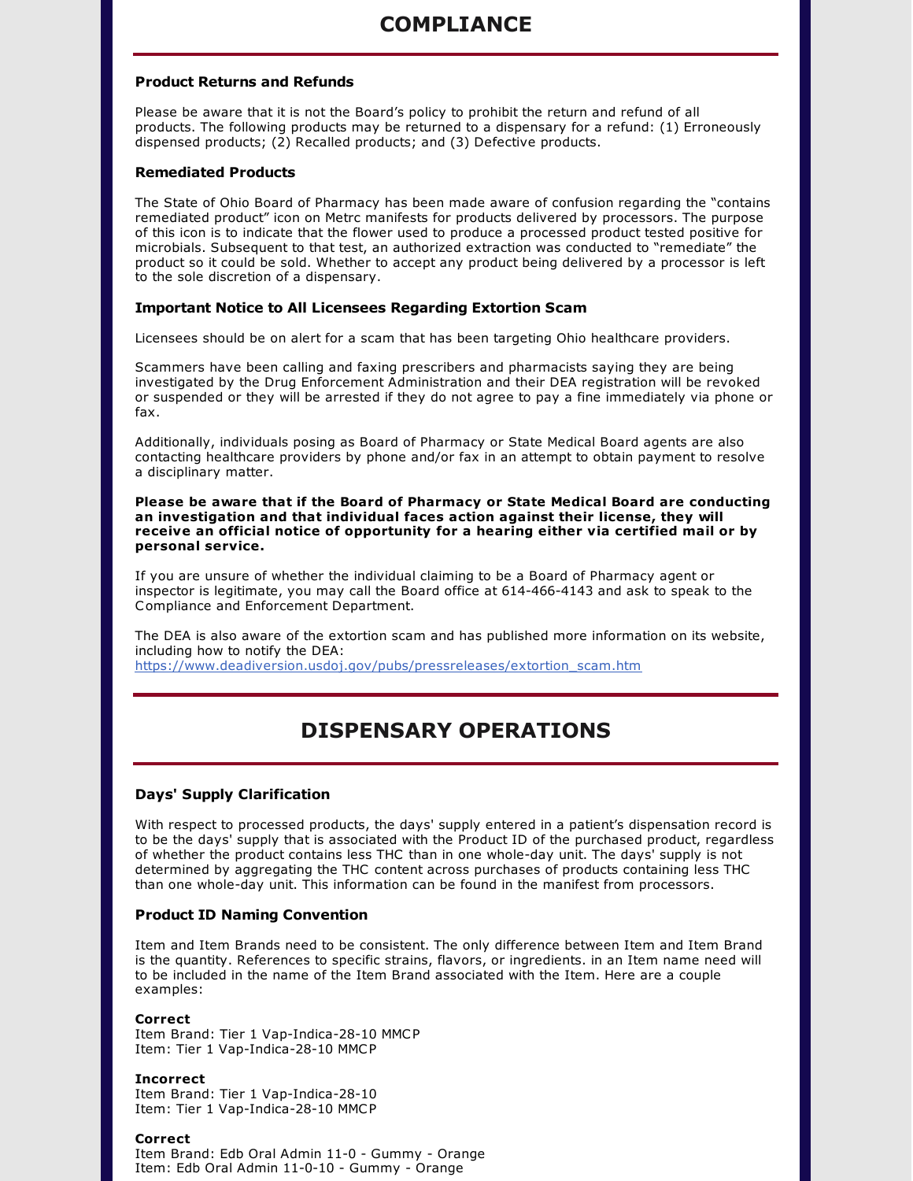# COMPLIANCE

### Product Returns and Refunds

Please be aware that it is not the Board's policy to prohibit the return and refund of all products. The following products may be returned to a dispensary for a refund: (1) Erroneously dispensed products; (2) Recalled products; and (3) Defective products.

### Remediated Products

The State of Ohio Board of Pharmacy has been made aware of confusion regarding the "contains remediated product" icon on Metrc manifests for products delivered by processors. The purpose of this icon is to indicate that the flower used to produce a processed product tested positive for microbials. Subsequent to that test, an authorized extraction was conducted to "remediate" the product so it could be sold. Whether to accept any product being delivered by a processor is left to the sole discretion of a dispensary.

### Important Notice to All Licensees Regarding Extortion Scam

Licensees should be on alert for a scam that has been targeting Ohio healthcare providers.

Scammers have been calling and faxing prescribers and pharmacists saying they are being investigated by the Drug Enforcement Administration and their DEA registration will be revoked or suspended or they will be arrested if they do not agree to pay a fine immediately via phone or fax.

Additionally, individuals posing as Board of Pharmacy or State Medical Board agents are also contacting healthcare providers by phone and/or fax in an attempt to obtain payment to resolve a disciplinary matter.

**Please be aware that if the Board of Pharmacy or State Medical Board are conducting an investigation and that individual faces action against their license, they will receive an official notice of opportunity for a hearing either via certified mail or by personal service.**

If you are unsure of whether the individual claiming to be a Board of Pharmacy agent or inspector is legitimate, you may call the Board office at 614-466-4143 and ask to speak to the Compliance and Enforcement Department.

The DEA is also aware of the extortion scam and has published more information on its website, including how to notify the DEA:
https://www.deadiversion.usdoj.gov/pubs/pressreleases/extortion_scam.htm

# DISPENSARY OPERATIONS

### Days' Supply Clarification

With respect to processed products, the days' supply entered in a patient's dispensation record is to be the days' supply that is associated with the Product ID of the purchased product, regardless of whether the product contains less THC than in one whole-day unit. The days' supply is not determined by aggregating the THC content across purchases of products containing less THC than one whole-day unit. This information can be found in the manifest from processors.

### Product ID Naming Convention

Item and Item Brands need to be consistent. The only difference between Item and Item Brand is the quantity. References to specific strains, flavors, or ingredients. in an Item name need will to be included in the name of the Item Brand associated with the Item. Here are a couple examples:

**Correct**
Item Brand: Tier 1 Vap-Indica-28-10 MMCP
Item: Tier 1 Vap-Indica-28-10 MMCP

**Incorrect**
Item Brand: Tier 1 Vap-Indica-28-10
Item: Tier 1 Vap-Indica-28-10 MMCP

**Correct**
Item Brand: Edb Oral Admin 11-0 - Gummy - Orange
Item: Edb Oral Admin 11-0-10 - Gummy - Orange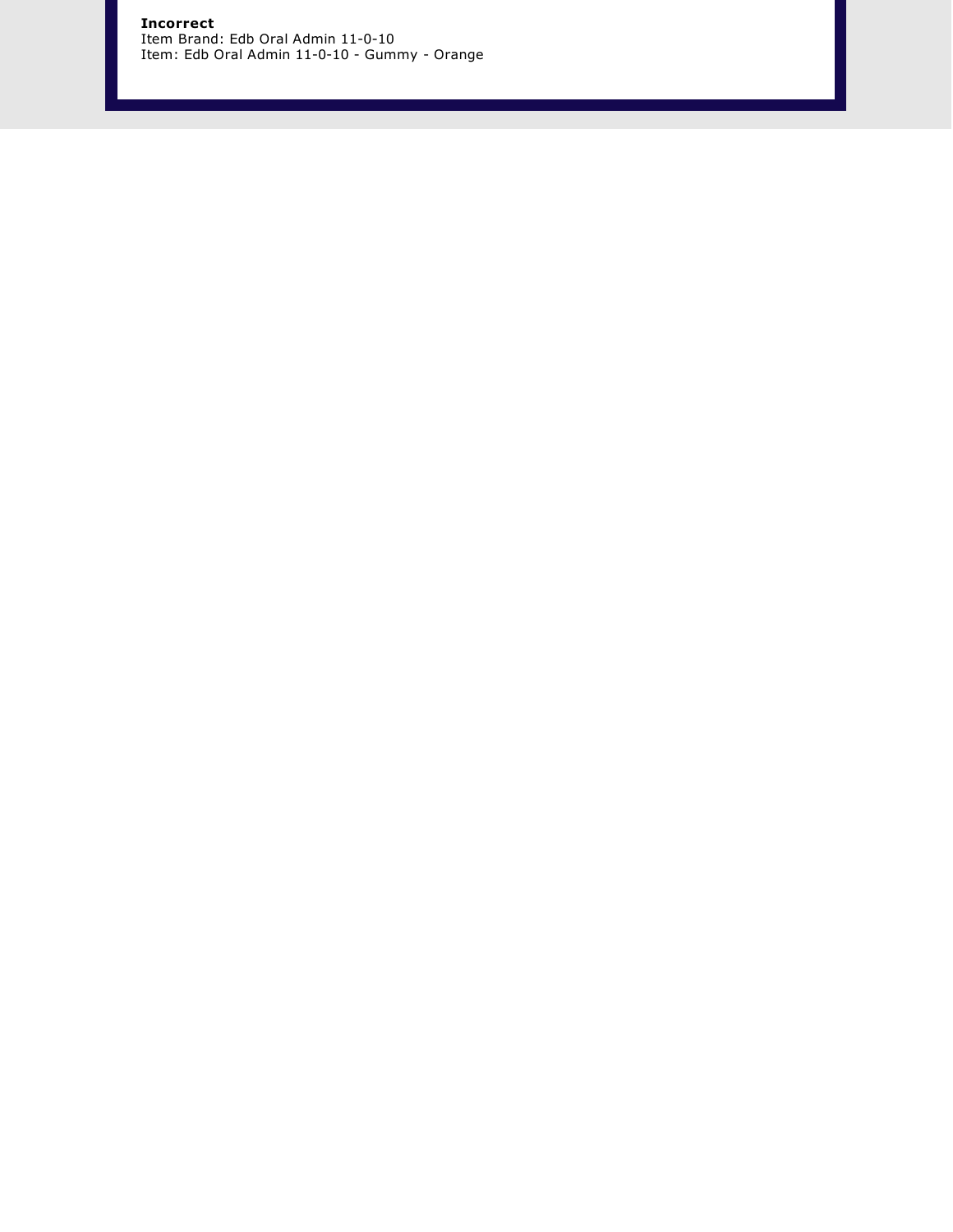**Incorrect**
Item Brand: Edb Oral Admin 11-0-10
Item: Edb Oral Admin 11-0-10 - Gummy - Orange